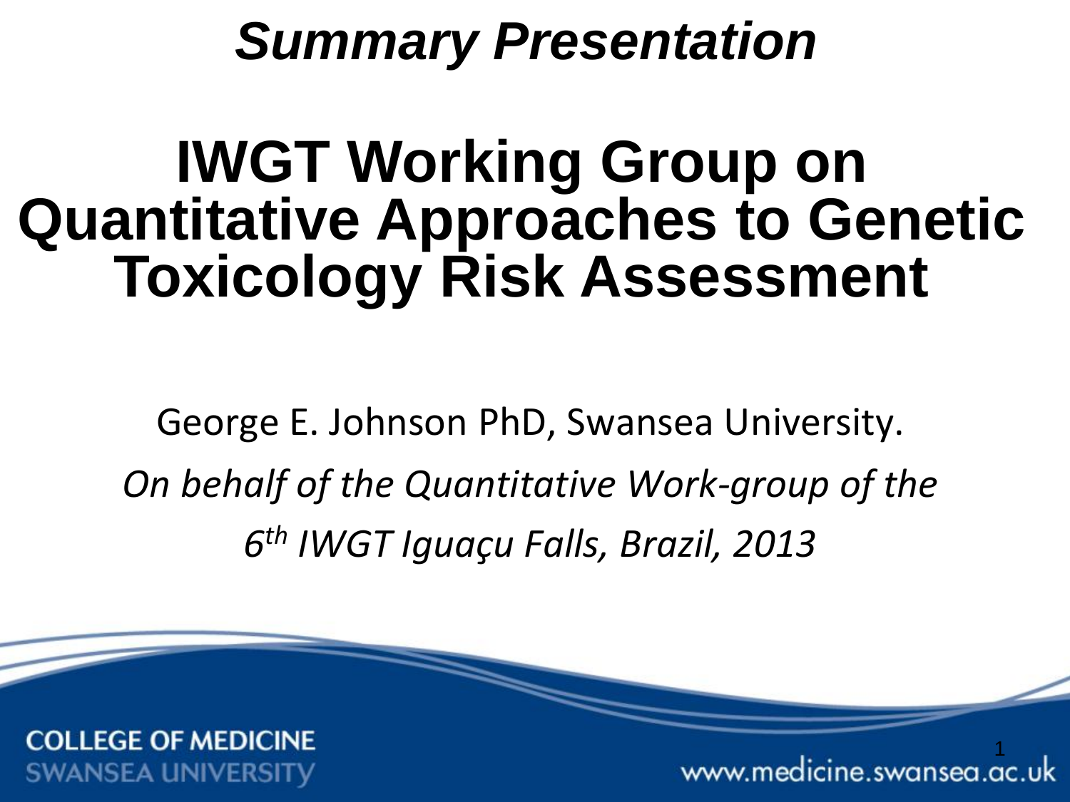*Summary Presentation*

# IWGT Working Group on Quantitative Approaches to Genetic Toxicology Risk Assessment

George E. Johnson PhD, Swansea University.

*On behalf of the Quantitative Work-group of the 6th IWGT Iguaçu Falls, Brazil, 2013*

COLLEGE OF MEDICINE
SWANSEA UNIVERSITY

www.medicine.swansea.ac.uk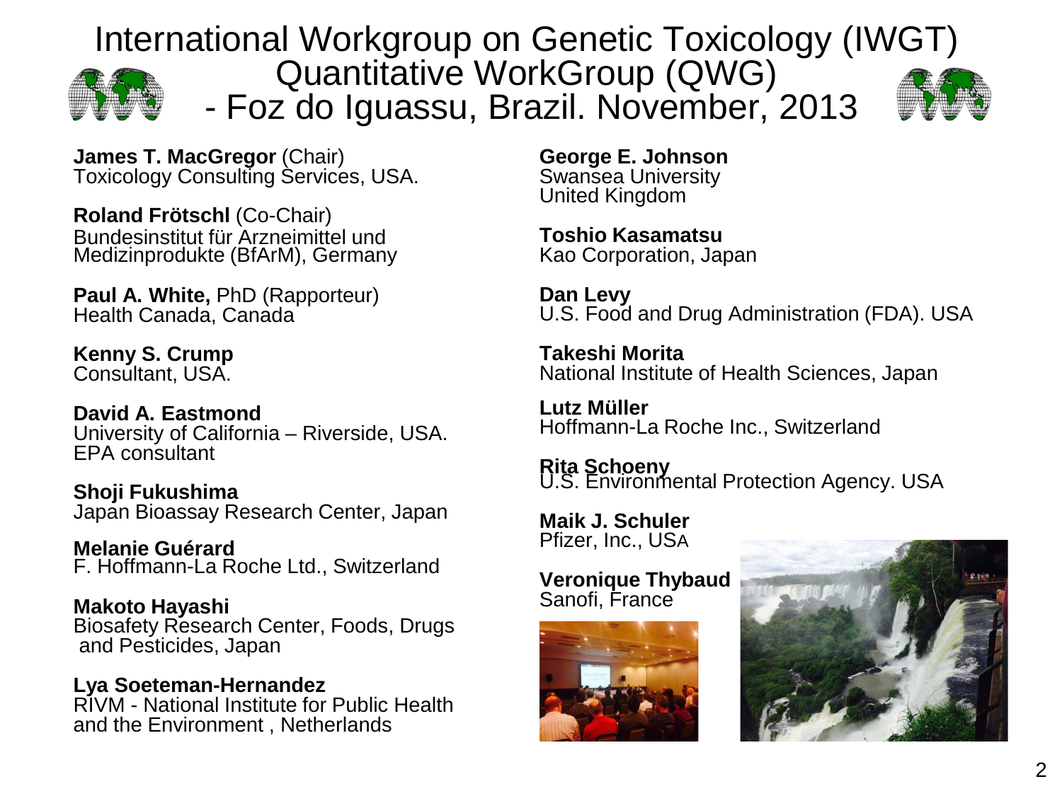# International Workgroup on Genetic Toxicology (IWGT) Quantitative WorkGroup (QWG) - Foz do Iguassu, Brazil. November, 2013

**James T. MacGregor** (Chair)
Toxicology Consulting Services, USA.

**Roland Frötschl** (Co-Chair)
Bundesinstitut für Arzneimittel und Medizinprodukte (BfArM), Germany

**Paul A. White,** PhD (Rapporteur)
Health Canada, Canada

**Kenny S. Crump**
Consultant, USA.

**David A. Eastmond**
University of California – Riverside, USA. EPA consultant

**Shoji Fukushima**
Japan Bioassay Research Center, Japan

**Melanie Guérard**
F. Hoffmann-La Roche Ltd., Switzerland

**Makoto Hayashi**
Biosafety Research Center, Foods, Drugs and Pesticides, Japan

**Lya Soeteman-Hernandez**
RIVM - National Institute for Public Health and the Environment , Netherlands

**George E. Johnson**
Swansea University
United Kingdom

**Toshio Kasamatsu**
Kao Corporation, Japan

**Dan Levy**
U.S. Food and Drug Administration (FDA). USA

**Takeshi Morita**
National Institute of Health Sciences, Japan

**Lutz Müller**
Hoffmann-La Roche Inc., Switzerland

**Rita Schoeny**
U.S. Environmental Protection Agency. USA

**Maik J. Schuler**
Pfizer, Inc., USA

**Veronique Thybaud**
Sanofi, France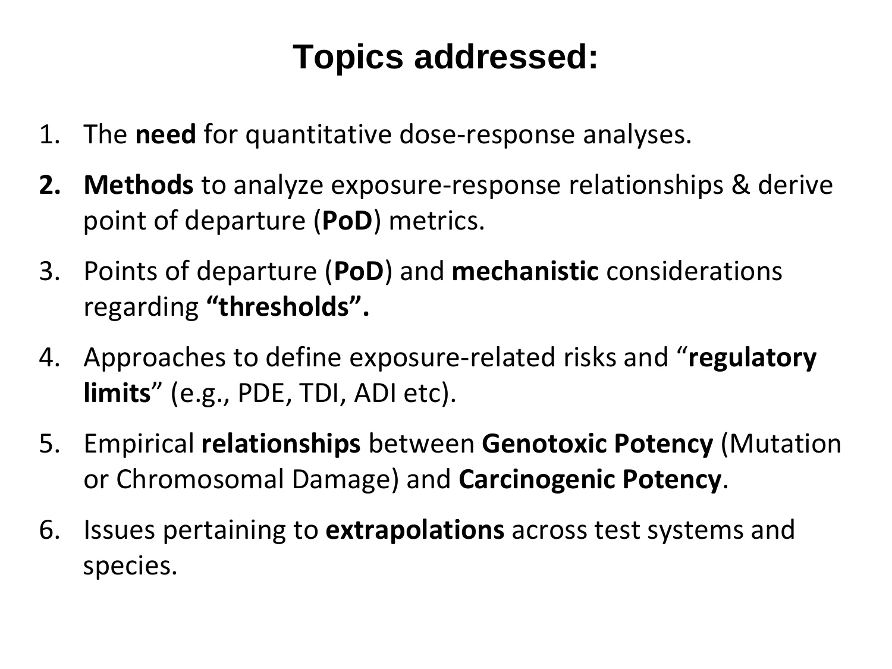# Topics addressed:

1. The **need** for quantitative dose-response analyses.
2. **Methods** to analyze exposure-response relationships & derive point of departure (**PoD**) metrics.
3. Points of departure (**PoD**) and **mechanistic** considerations regarding **"thresholds".**
4. Approaches to define exposure-related risks and "**regulatory limits**" (e.g., PDE, TDI, ADI etc).
5. Empirical **relationships** between **Genotoxic Potency** (Mutation or Chromosomal Damage) and **Carcinogenic Potency**.
6. Issues pertaining to **extrapolations** across test systems and species.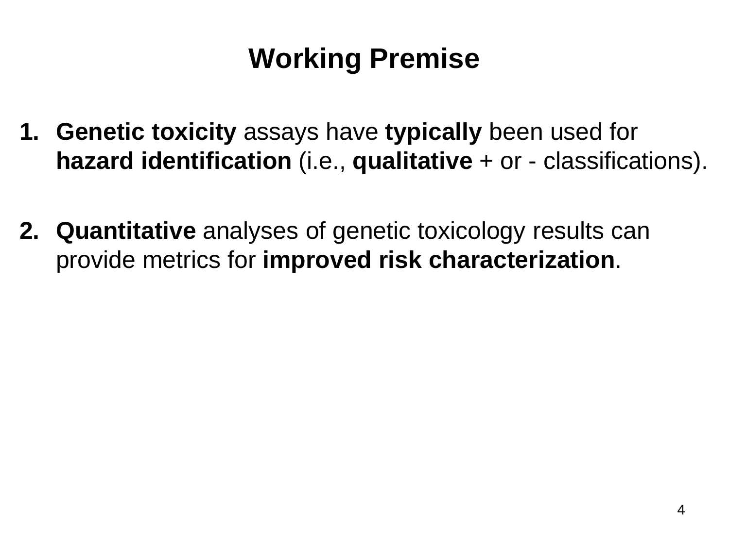# Working Premise

1. **Genetic toxicity** assays have **typically** been used for **hazard identification** (i.e., **qualitative** + or - classifications).

2. **Quantitative** analyses of genetic toxicology results can provide metrics for **improved risk characterization**.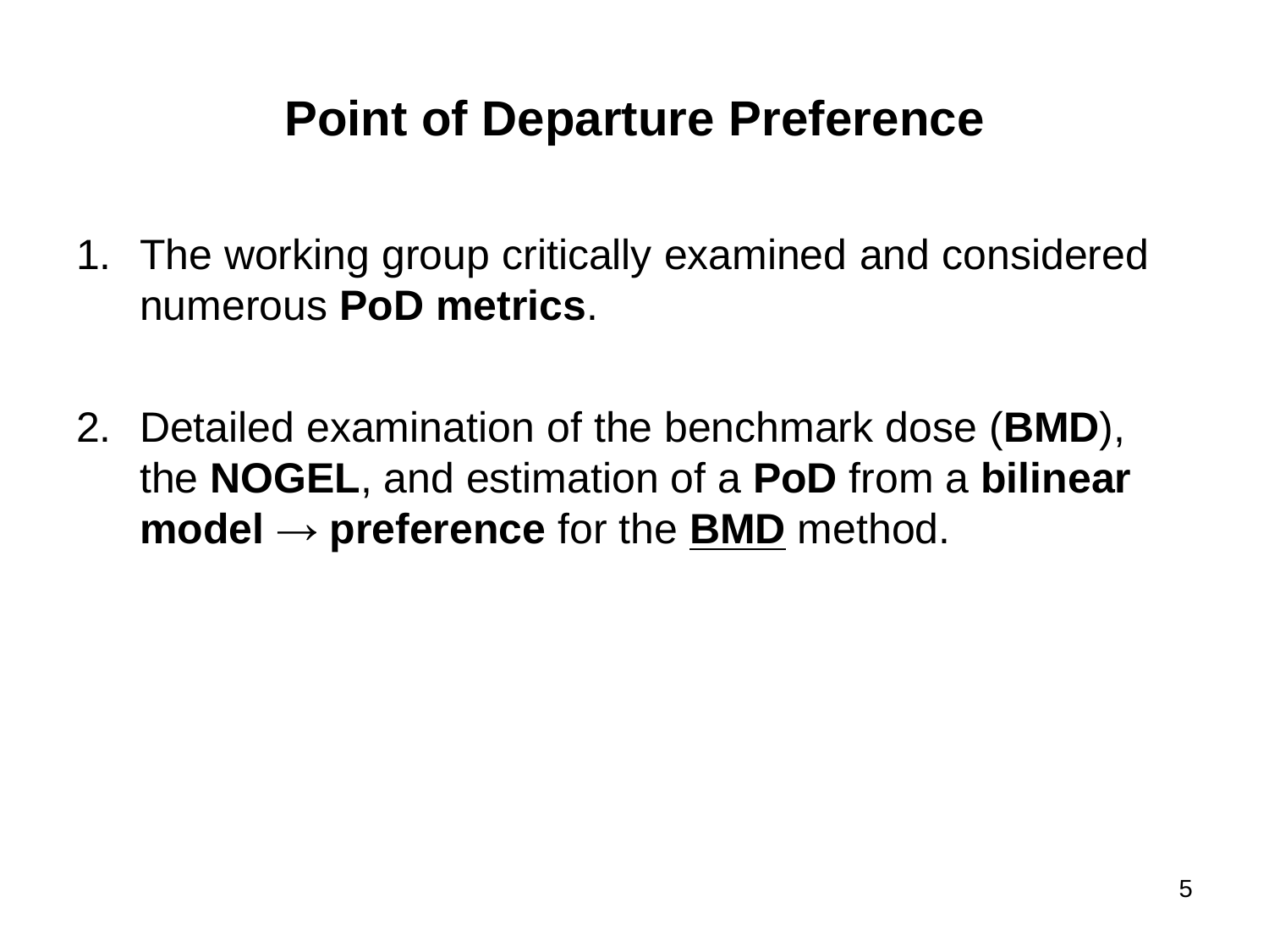# Point of Departure Preference

1. The working group critically examined and considered numerous **PoD metrics**.

2. Detailed examination of the benchmark dose (**BMD**), the **NOGEL**, and estimation of a **PoD** from a **bilinear model** → **preference** for the **<u>BMD</u>** method.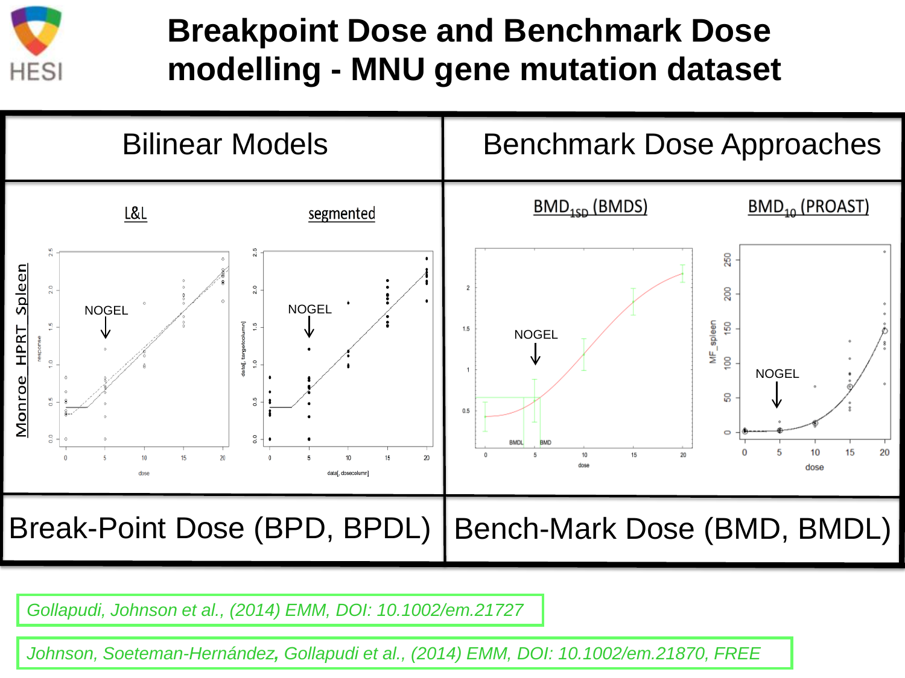# Breakpoint Dose and Benchmark Dose modelling - MNU gene mutation dataset

| Bilinear Models | Benchmark Dose Approaches |
| --- | --- |
| L&L / segmented | $BMD_{1SD}$ (BMDS) / $BMD_{10}$ (PROAST) |
| Break-Point Dose (BPD, BPDL) | Bench-Mark Dose (BMD, BMDL) |

Monroe HPRT Spleen

*Gollapudi, Johnson et al., (2014) EMM, DOI: 10.1002/em.21727*

*Johnson, Soeteman-Hernández, Gollapudi et al., (2014) EMM, DOI: 10.1002/em.21870, FREE*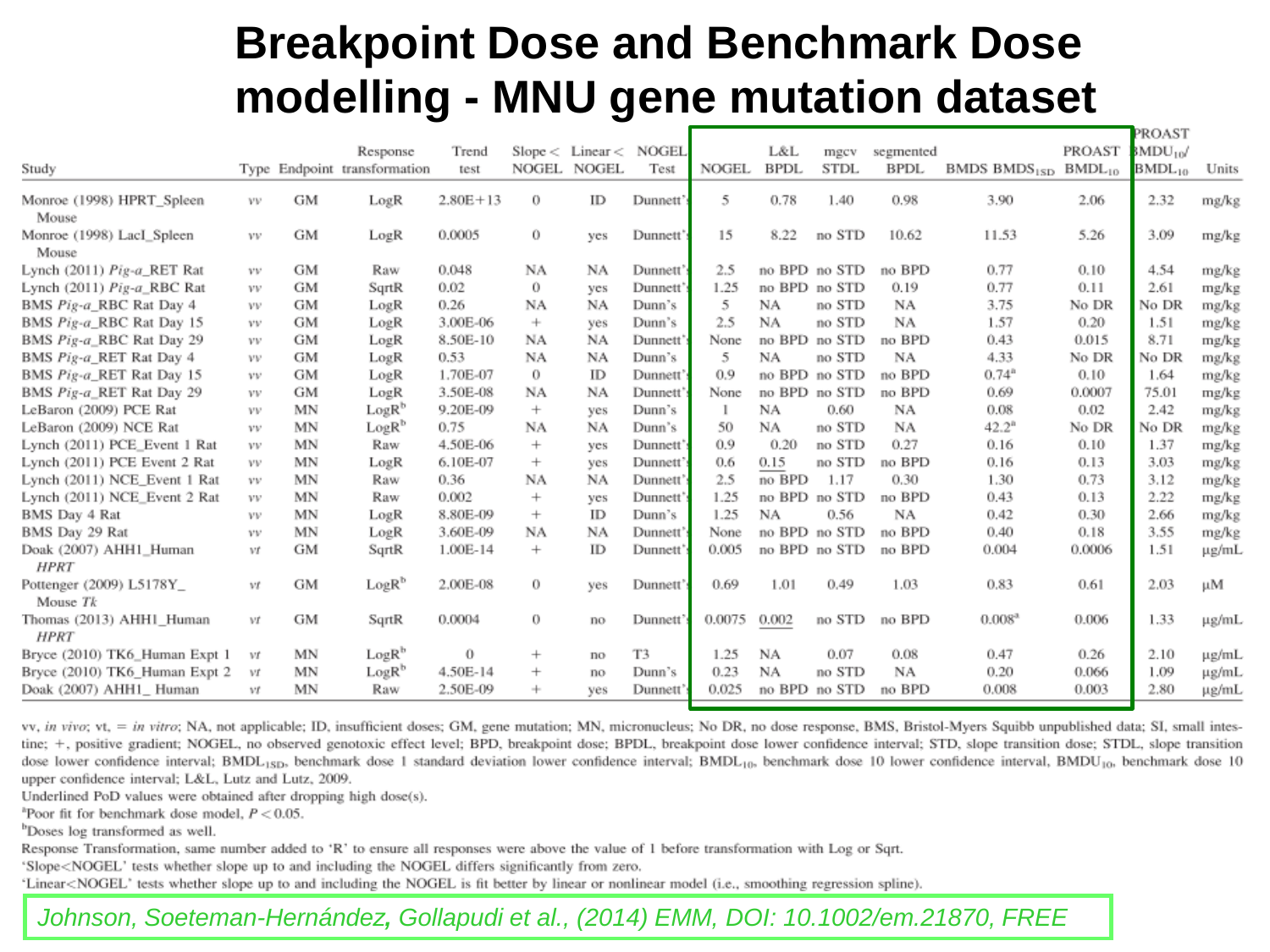# Breakpoint Dose and Benchmark Dose modelling - MNU gene mutation dataset

| Study | Type | Endpoint | Response transformation | Trend test | Slope < NOGEL | Linear < NOGEL | NOGEL Test | NOGEL | L&L BPDL | mgcv STDL | segmented BPDL | BMDS BMDS$_{1SD}$ | PROAST BMDL$_{10}$ | PROAST BMDU$_{10}$/ BMDL$_{10}$ | Units |
|---|---|---|---|---|---|---|---|---|---|---|---|---|---|---|---|
| Monroe (1998) HPRT_Spleen Mouse | vv | GM | LogR | 2.80E+13 | 0 | ID | Dunnett's | 5 | 0.78 | 1.40 | 0.98 | 3.90 | 2.06 | 2.32 | mg/kg |
| Monroe (1998) LacI_Spleen Mouse | vv | GM | LogR | 0.0005 | 0 | yes | Dunnett's | 15 | 8.22 | no STD | 10.62 | 11.53 | 5.26 | 3.09 | mg/kg |
| Lynch (2011) *Pig-a*_RET Rat | vv | GM | Raw | 0.048 | NA | NA | Dunnett's | 2.5 | no BPD | no STD | no BPD | 0.77 | 0.10 | 4.54 | mg/kg |
| Lynch (2011) *Pig-a*_RBC Rat | vv | GM | SqrtR | 0.02 | 0 | yes | Dunnett's | 1.25 | no BPD | no STD | 0.19 | 0.77 | 0.11 | 2.61 | mg/kg |
| BMS *Pig-a*_RBC Rat Day 4 | vv | GM | LogR | 0.26 | NA | NA | Dunn's | 5 | NA | no STD | NA | 3.75 | No DR | No DR | mg/kg |
| BMS *Pig-a*_RBC Rat Day 15 | vv | GM | LogR | 3.00E-06 | + | yes | Dunn's | 2.5 | NA | no STD | NA | 1.57 | 0.20 | 1.51 | mg/kg |
| BMS *Pig-a*_RBC Rat Day 29 | vv | GM | LogR | 8.50E-10 | NA | NA | Dunnett's | None | no BPD | no STD | no BPD | 0.43 | 0.015 | 8.71 | mg/kg |
| BMS *Pig-a*_RET Rat Day 4 | vv | GM | LogR | 0.53 | NA | NA | Dunn's | 5 | NA | no STD | NA | 4.33 | No DR | No DR | mg/kg |
| BMS *Pig-a*_RET Rat Day 15 | vv | GM | LogR | 1.70E-07 | 0 | ID | Dunnett's | 0.9 | no BPD | no STD | no BPD | 0.74[a] | 0.10 | 1.64 | mg/kg |
| BMS *Pig-a*_RET Rat Day 29 | vv | GM | LogR | 3.50E-08 | NA | NA | Dunnett's | None | no BPD | no STD | no BPD | 0.69 | 0.0007 | 75.01 | mg/kg |
| LeBaron (2009) PCE Rat | vv | MN | LogR[b] | 9.20E-09 | + | yes | Dunn's | 1 | NA | 0.60 | NA | 0.08 | 0.02 | 2.42 | mg/kg |
| LeBaron (2009) NCE Rat | vv | MN | LogR[b] | 0.75 | NA | NA | Dunn's | 50 | NA | no STD | NA | 42.2[a] | No DR | No DR | mg/kg |
| Lynch (2011) PCE_Event 1 Rat | vv | MN | Raw | 4.50E-06 | + | yes | Dunnett's | 0.9 | 0.20 | no STD | 0.27 | 0.16 | 0.10 | 1.37 | mg/kg |
| Lynch (2011) PCE Event 2 Rat | vv | MN | LogR | 6.10E-07 | + | yes | Dunnett's | 0.6 | <u>0.15</u> | no STD | no BPD | 0.16 | 0.13 | 3.03 | mg/kg |
| Lynch (2011) NCE_Event 1 Rat | vv | MN | Raw | 0.36 | NA | NA | Dunnett's | 2.5 | no BPD | 1.17 | 0.30 | 1.30 | 0.73 | 3.12 | mg/kg |
| Lynch (2011) NCE_Event 2 Rat | vv | MN | Raw | 0.002 | + | yes | Dunnett's | 1.25 | no BPD | no STD | no BPD | 0.43 | 0.13 | 2.22 | mg/kg |
| BMS Day 4 Rat | vv | MN | LogR | 8.80E-09 | + | ID | Dunn's | 1.25 | NA | 0.56 | NA | 0.42 | 0.30 | 2.66 | mg/kg |
| BMS Day 29 Rat | vv | MN | LogR | 3.60E-09 | NA | NA | Dunnett's | None | no BPD | no STD | no BPD | 0.40 | 0.18 | 3.55 | mg/kg |
| Doak (2007) AHH1_Human *HPRT* | vt | GM | SqrtR | 1.00E-14 | + | ID | Dunnett's | 0.005 | no BPD | no STD | no BPD | 0.004 | 0.0006 | 1.51 | µg/mL |
| Pottenger (2009) L5178Y_ Mouse *Tk* | vt | GM | LogR[b] | 2.00E-08 | 0 | yes | Dunnett's | 0.69 | 1.01 | 0.49 | 1.03 | 0.83 | 0.61 | 2.03 | µM |
| Thomas (2013) AHH1_Human *HPRT* | vt | GM | SqrtR | 0.0004 | 0 | no | Dunnett's | 0.0075 | <u>0.002</u> | no STD | no BPD | 0.008[a] | 0.006 | 1.33 | µg/mL |
| Bryce (2010) TK6_Human Expt 1 | vt | MN | LogR[b] | 0 | + | no | T3 | 1.25 | NA | 0.07 | 0.08 | 0.47 | 0.26 | 2.10 | µg/mL |
| Bryce (2010) TK6_Human Expt 2 | vt | MN | LogR[b] | 4.50E-14 | + | no | Dunn's | 0.23 | NA | no STD | NA | 0.20 | 0.066 | 1.09 | µg/mL |
| Doak (2007) AHH1_ Human | vt | MN | Raw | 2.50E-09 | + | yes | Dunnett's | 0.025 | no BPD | no STD | no BPD | 0.008 | 0.003 | 2.80 | µg/mL |

vv, *in vivo*; vt, = *in vitro*; NA, not applicable; ID, insufficient doses; GM, gene mutation; MN, micronucleus; No DR, no dose response, BMS, Bristol-Myers Squibb unpublished data; SI, small intestine; +, positive gradient; NOGEL, no observed genotoxic effect level; BPD, breakpoint dose; BPDL, breakpoint dose lower confidence interval; STD, slope transition dose; STDL, slope transition dose lower confidence interval; BMDL$_{1SD}$, benchmark dose 1 standard deviation lower confidence interval; BMDL$_{10}$, benchmark dose 10 lower confidence interval, BMDU$_{10}$, benchmark dose 10 upper confidence interval; L&L, Lutz and Lutz, 2009.

Underlined PoD values were obtained after dropping high dose(s).

[a]Poor fit for benchmark dose model, $P < 0.05$.

[b]Doses log transformed as well.

Response Transformation, same number added to 'R' to ensure all responses were above the value of 1 before transformation with Log or Sqrt.

'Slope<NOGEL' tests whether slope up to and including the NOGEL differs significantly from zero.

'Linear<NOGEL' tests whether slope up to and including the NOGEL is fit better by linear or nonlinear model (i.e., smoothing regression spline).

*Johnson, Soeteman-Hernández, Gollapudi et al., (2014) EMM, DOI: 10.1002/em.21870, FREE*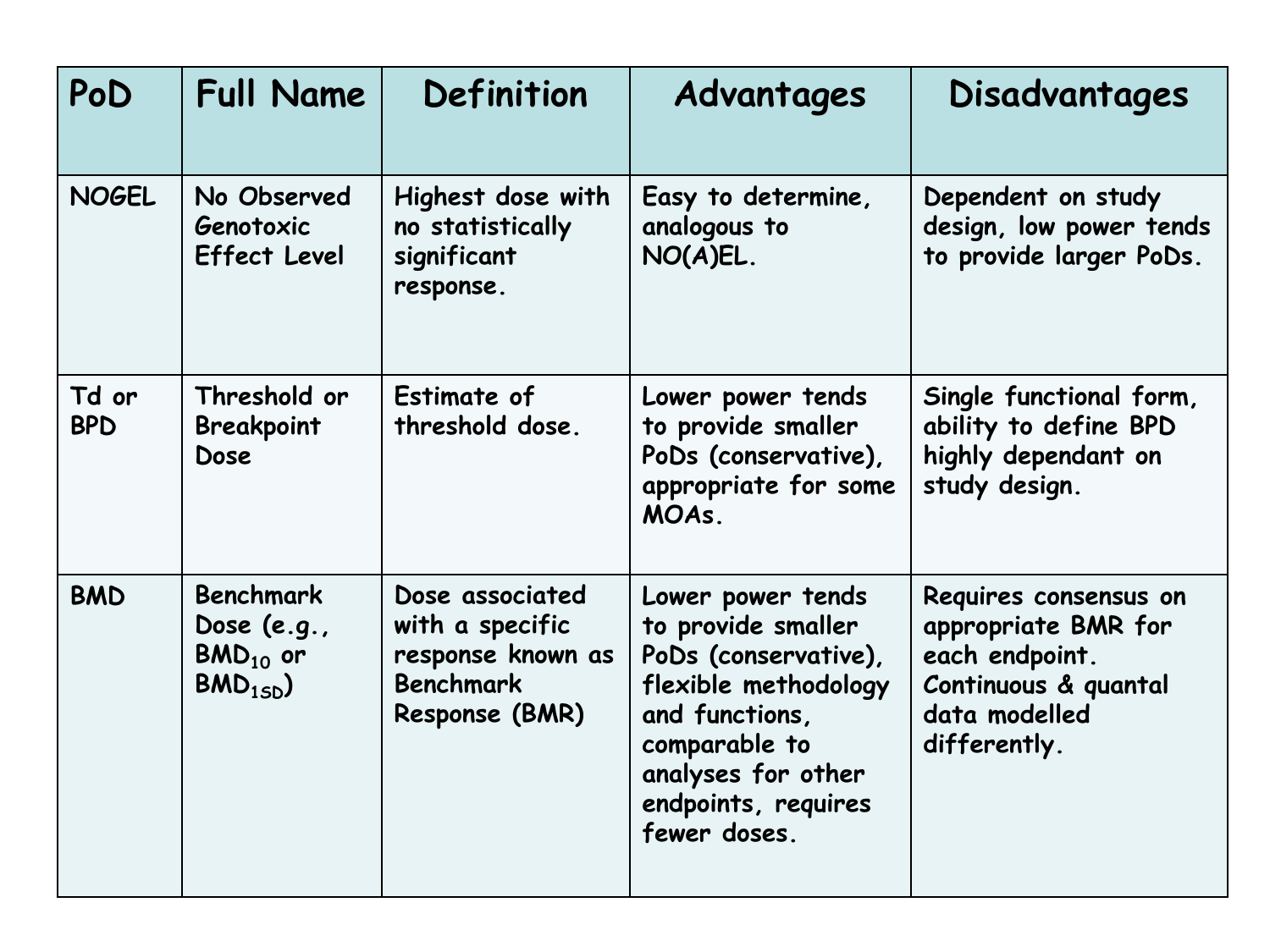| PoD | Full Name | Definition | Advantages | Disadvantages |
|---|---|---|---|---|
| NOGEL | No Observed Genotoxic Effect Level | Highest dose with no statistically significant response. | Easy to determine, analogous to NO(A)EL. | Dependent on study design, low power tends to provide larger PoDs. |
| Td or BPD | Threshold or Breakpoint Dose | Estimate of threshold dose. | Lower power tends to provide smaller PoDs (conservative), appropriate for some MOAs. | Single functional form, ability to define BPD highly dependant on study design. |
| BMD | Benchmark Dose (e.g., $BMD_{10}$ or $BMD_{1SD}$) | Dose associated with a specific response known as Benchmark Response (BMR) | Lower power tends to provide smaller PoDs (conservative), flexible methodology and functions, comparable to analyses for other endpoints, requires fewer doses. | Requires consensus on appropriate BMR for each endpoint. Continuous & quantal data modelled differently. |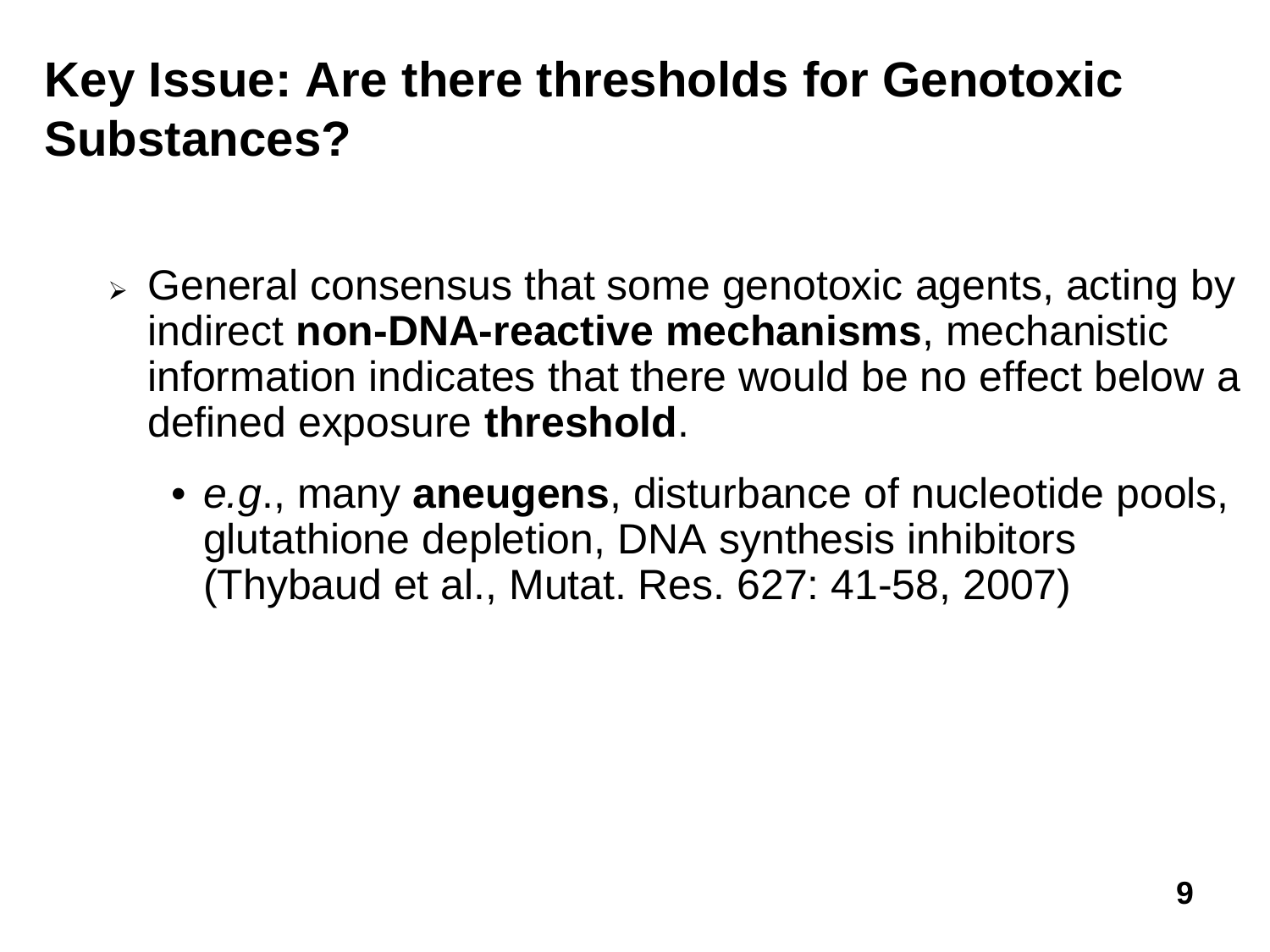# Key Issue: Are there thresholds for Genotoxic Substances?

- General consensus that some genotoxic agents, acting by indirect **non-DNA-reactive mechanisms**, mechanistic information indicates that there would be no effect below a defined exposure **threshold**.
  - *e.g*., many **aneugens**, disturbance of nucleotide pools, glutathione depletion, DNA synthesis inhibitors (Thybaud et al., Mutat. Res. 627: 41-58, 2007)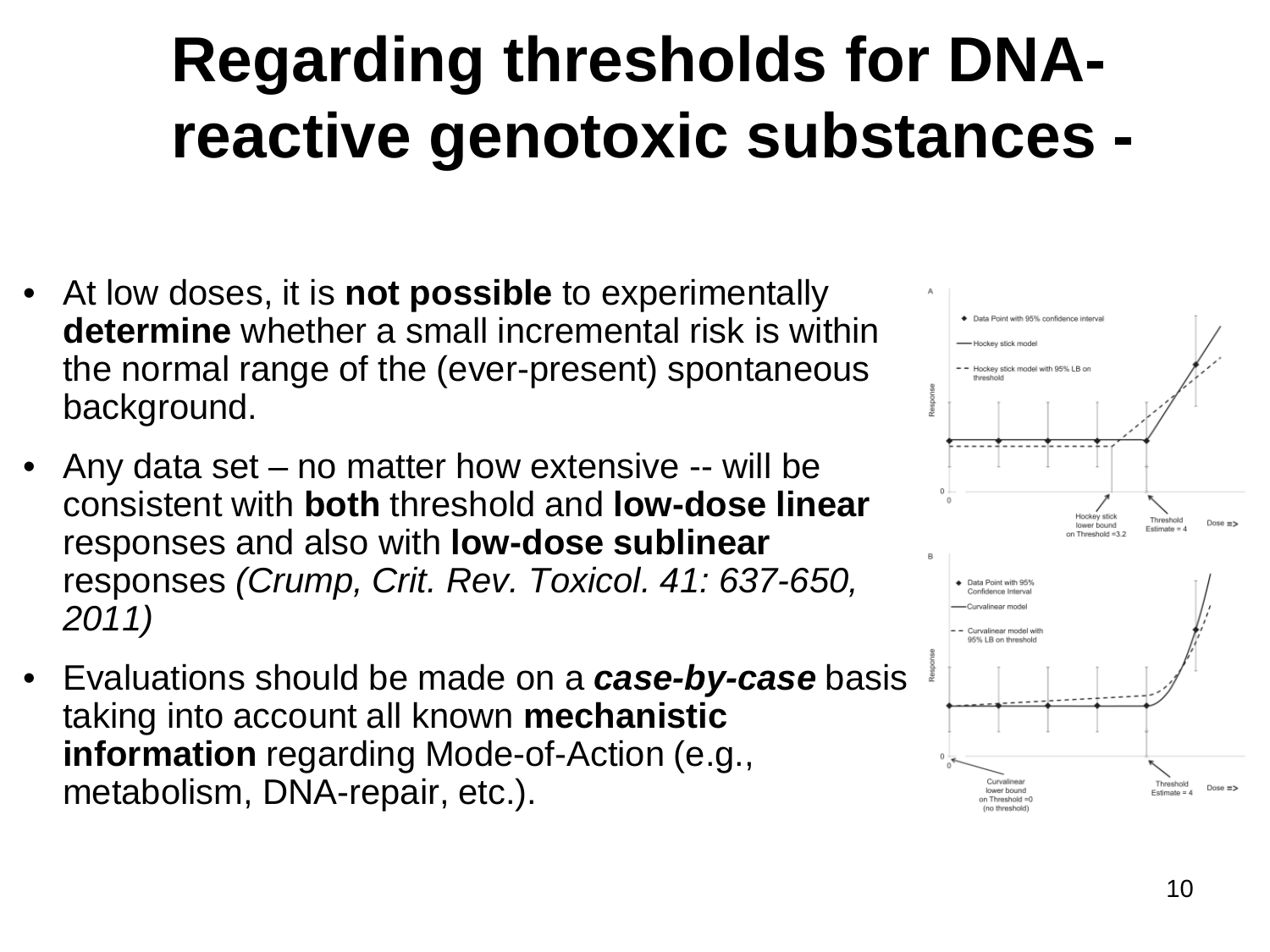# Regarding thresholds for DNA-reactive genotoxic substances -

- At low doses, it is **not possible** to experimentally **determine** whether a small incremental risk is within the normal range of the (ever-present) spontaneous background.
- Any data set – no matter how extensive -- will be consistent with **both** threshold and **low-dose linear** responses and also with **low-dose sublinear** responses *(Crump, Crit. Rev. Toxicol. 41: 637-650, 2011)*
- Evaluations should be made on a ***case-by-case*** basis taking into account all known **mechanistic information** regarding Mode-of-Action (e.g., metabolism, DNA-repair, etc.).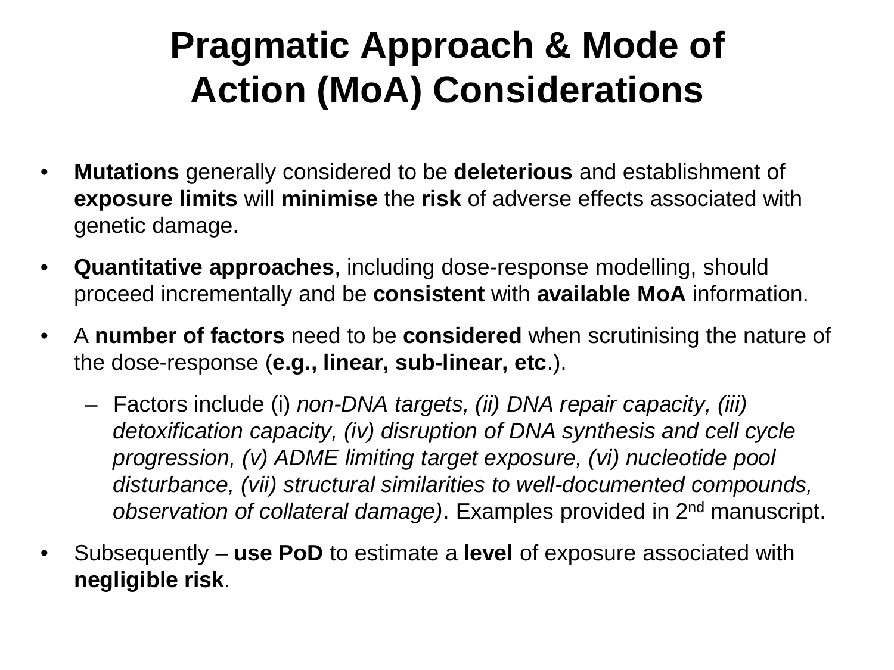# Pragmatic Approach & Mode of Action (MoA) Considerations

- **Mutations** generally considered to be **deleterious** and establishment of **exposure limits** will **minimise** the **risk** of adverse effects associated with genetic damage.
- **Quantitative approaches**, including dose-response modelling, should proceed incrementally and be **consistent** with **available MoA** information.
- A **number of factors** need to be **considered** when scrutinising the nature of the dose-response (**e.g., linear, sub-linear, etc**.).
  - Factors include (i) *non-DNA targets, (ii) DNA repair capacity, (iii) detoxification capacity, (iv) disruption of DNA synthesis and cell cycle progression, (v) ADME limiting target exposure, (vi) nucleotide pool disturbance, (vii) structural similarities to well-documented compounds, observation of collateral damage)*. Examples provided in 2nd manuscript.
- Subsequently – **use PoD** to estimate a **level** of exposure associated with **negligible risk**.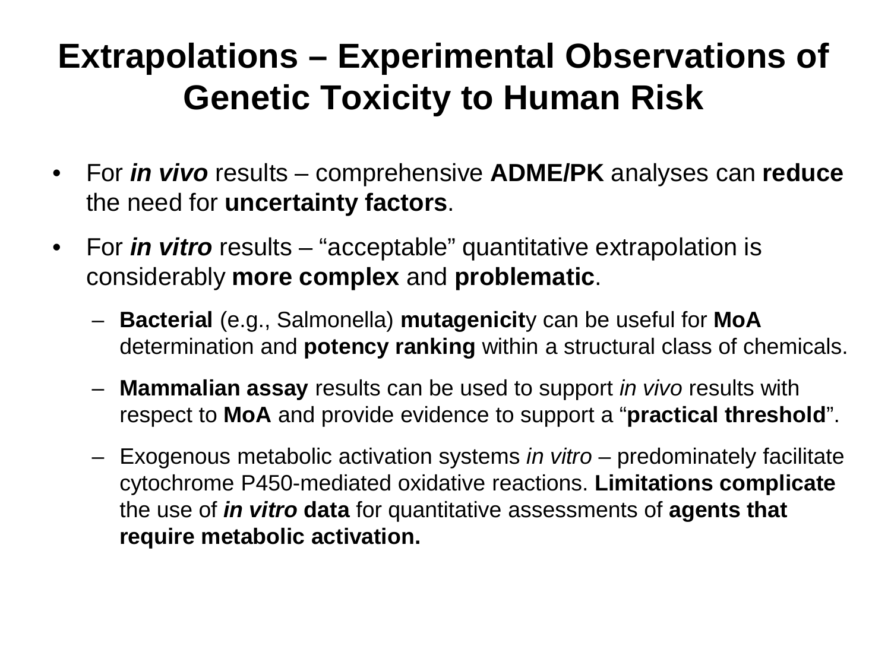# Extrapolations – Experimental Observations of Genetic Toxicity to Human Risk

- For ***in vivo*** results – comprehensive **ADME/PK** analyses can **reduce** the need for **uncertainty factors**.
- For ***in vitro*** results – "acceptable" quantitative extrapolation is considerably **more complex** and **problematic**.
  - **Bacterial** (e.g., Salmonella) **mutagenicit**y can be useful for **MoA** determination and **potency ranking** within a structural class of chemicals.
  - **Mammalian assay** results can be used to support *in vivo* results with respect to **MoA** and provide evidence to support a "**practical threshold**".
  - Exogenous metabolic activation systems *in vitro* – predominately facilitate cytochrome P450-mediated oxidative reactions. **Limitations complicate** the use of ***in vitro* data** for quantitative assessments of **agents that require metabolic activation.**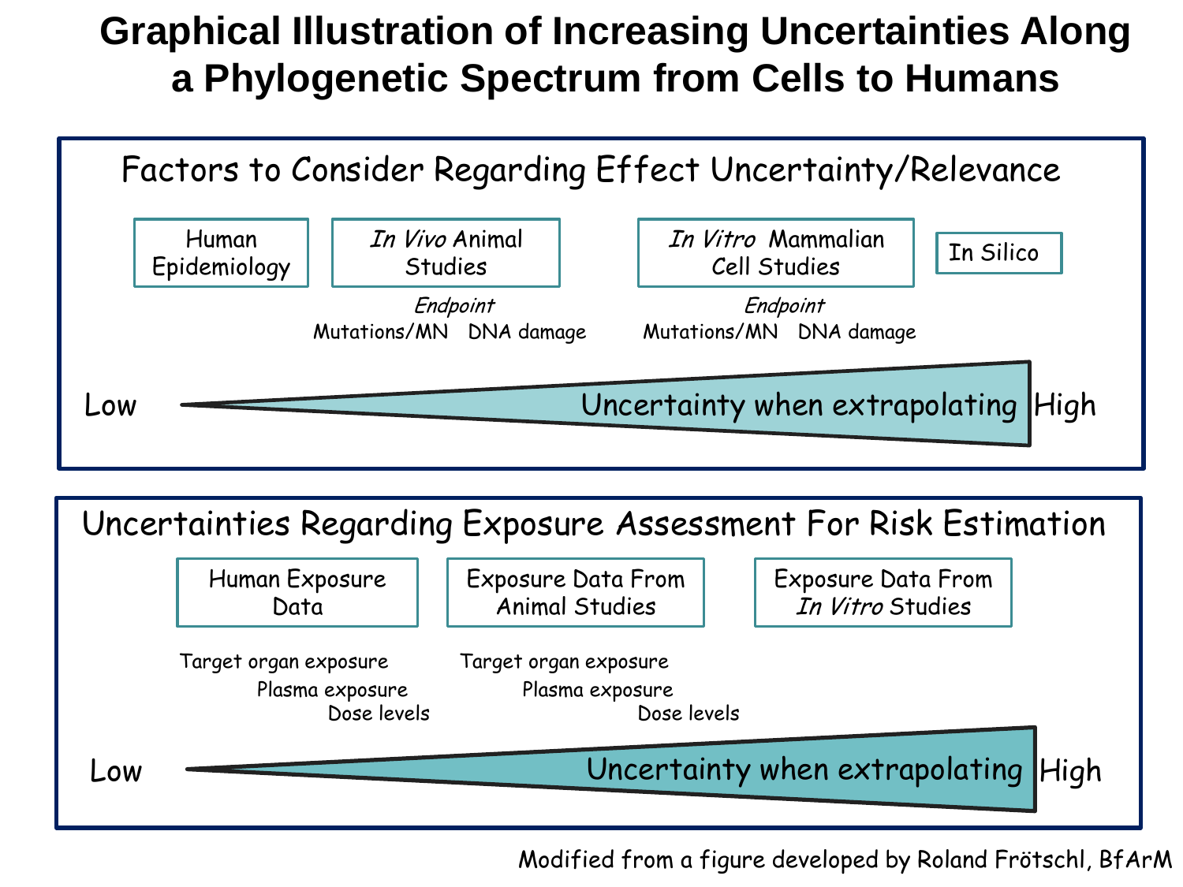# Graphical Illustration of Increasing Uncertainties Along a Phylogenetic Spectrum from Cells to Humans

## Factors to Consider Regarding Effect Uncertainty/Relevance

Human Epidemiology

*In Vivo* Animal Studies

*Endpoint*
Mutations/MN DNA damage

*In Vitro* Mammalian Cell Studies

*Endpoint*
Mutations/MN DNA damage

In Silico

Low — Uncertainty when extrapolating — High

## Uncertainties Regarding Exposure Assessment For Risk Estimation

Human Exposure Data

- Target organ exposure
- Plasma exposure
- Dose levels

Exposure Data From Animal Studies

- Target organ exposure
- Plasma exposure
- Dose levels

Exposure Data From *In Vitro* Studies

Low — Uncertainty when extrapolating — High

Modified from a figure developed by Roland Frötschl, BfArM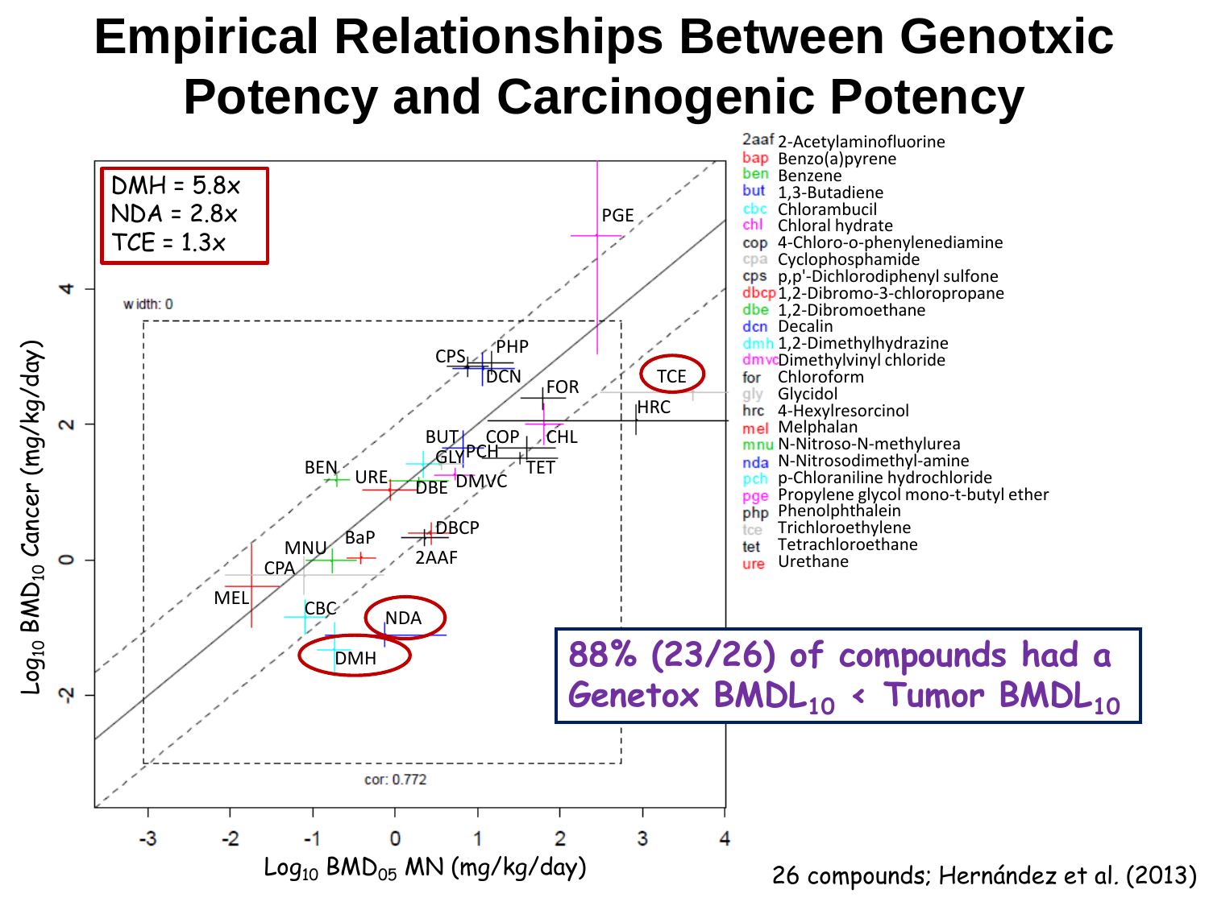# Empirical Relationships Between Genotxic Potency and Carcinogenic Potency

DMH = 5.8x
NDA = 2.8x
TCE = 1.3x

width: 0

cor: 0.772

Log$_{10}$ BMD$_{10}$ Cancer (mg/kg/day)

Log$_{10}$ BMD$_{05}$ MN (mg/kg/day)

PGE, CPS, PHP, DCN, TCE, FOR, HRC, BUT, COP, CHL, GLY, PCH, TET, BEN, URE, DBE, DMVC, DBCP, MNU, BaP, 2AAF, CPA, MEL, CBC, NDA, DMH

- 2aaf 2-Acetylaminofluorine
- bap Benzo(a)pyrene
- ben Benzene
- but 1,3-Butadiene
- cbc Chlorambucil
- chl Chloral hydrate
- cop 4-Chloro-o-phenylenediamine
- cpa Cyclophosphamide
- cps p,p'-Dichlorodiphenyl sulfone
- dbcp 1,2-Dibromo-3-chloropropane
- dbe 1,2-Dibromoethane
- dcn Decalin
- dmh 1,2-Dimethylhydrazine
- dmvc Dimethylvinyl chloride
- for Chloroform
- gly Glycidol
- hrc 4-Hexylresorcinol
- mel Melphalan
- mnu N-Nitroso-N-methylurea
- nda N-Nitrosodimethyl-amine
- pch p-Chloraniline hydrochloride
- pge Propylene glycol mono-t-butyl ether
- php Phenolphthalein
- tce Trichloroethylene
- tet Tetrachloroethane
- ure Urethane

**88% (23/26) of compounds had a Genetox BMDL$_{10}$ < Tumor BMDL$_{10}$**

26 compounds; Hernández et al. (2013)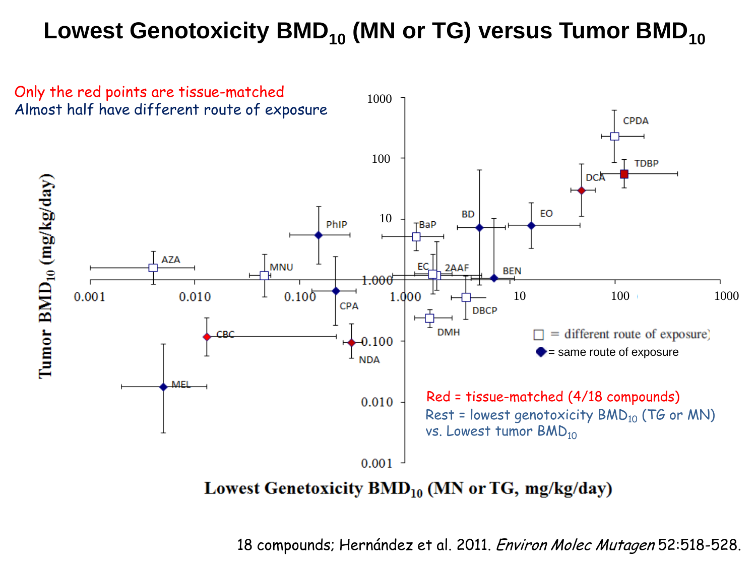# Lowest Genotoxicity $BMD_{10}$ (MN or TG) versus Tumor $BMD_{10}$

Only the red points are tissue-matched

Almost half have different route of exposure

□ = different route of exposure

◆ = same route of exposure

Red = tissue-matched (4/18 compounds)

Rest = lowest genotoxicity $BMD_{10}$ (TG or MN) vs. Lowest tumor $BMD_{10}$

Tumor $BMD_{10}$ (mg/kg/day)

Lowest Genetoxicity $BMD_{10}$ (MN or TG, mg/kg/day)

18 compounds; Hernández et al. 2011. *Environ Molec Mutagen* 52:518-528.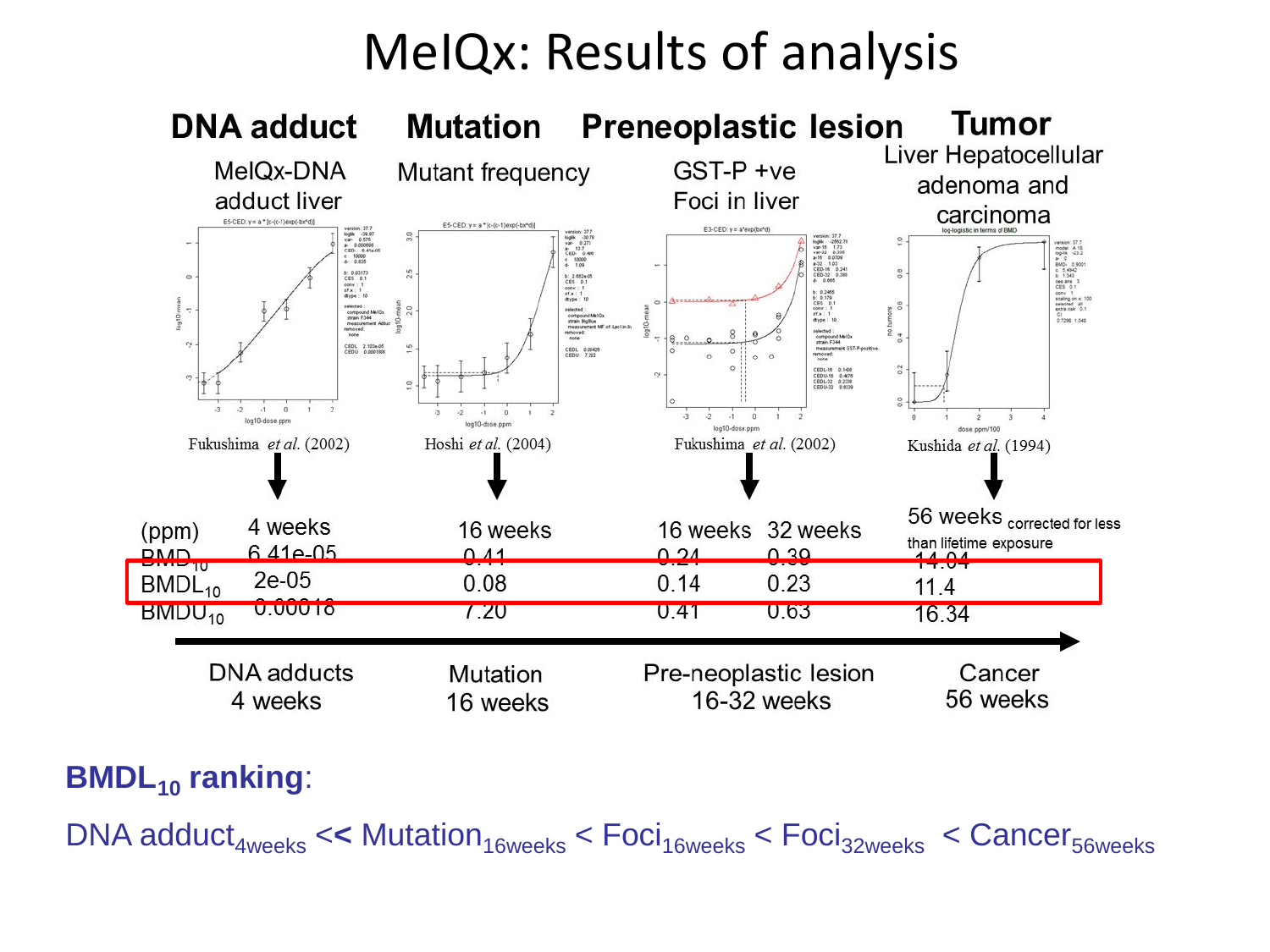# MeIQx: Results of analysis

| | **DNA adduct** | **Mutation** | **Preneoplastic lesion** | | **Tumor** |
|---|---|---|---|---|---|
| | MeIQx-DNA adduct liver | Mutant frequency | GST-P +ve Foci in liver | | Liver Hepatocellular adenoma and carcinoma |
| | Fukushima *et al.* (2002) | Hoshi *et al.* (2004) | Fukushima *et al.* (2002) | | Kushida *et al.* (1994) |
| (ppm) | 4 weeks | 16 weeks | 16 weeks | 32 weeks | 56 weeks corrected for less than lifetime exposure |
| $BMD_{10}$ | 6.41e-05 | 0.41 | 0.24 | 0.39 | 14.04 |
| $BMDL_{10}$ | 2e-05 | 0.08 | 0.14 | 0.23 | 11.4 |
| $BMDU_{10}$ | 0.00018 | 7.20 | 0.41 | 0.63 | 16.34 |

DNA adducts 4 weeks → Mutation 16 weeks → Pre-neoplastic lesion 16-32 weeks → Cancer 56 weeks

**$BMDL_{10}$ ranking**:

DNA $adduct_{4weeks}$ **<<** $Mutation_{16weeks}$ < $Foci_{16weeks}$ < $Foci_{32weeks}$ < $Cancer_{56weeks}$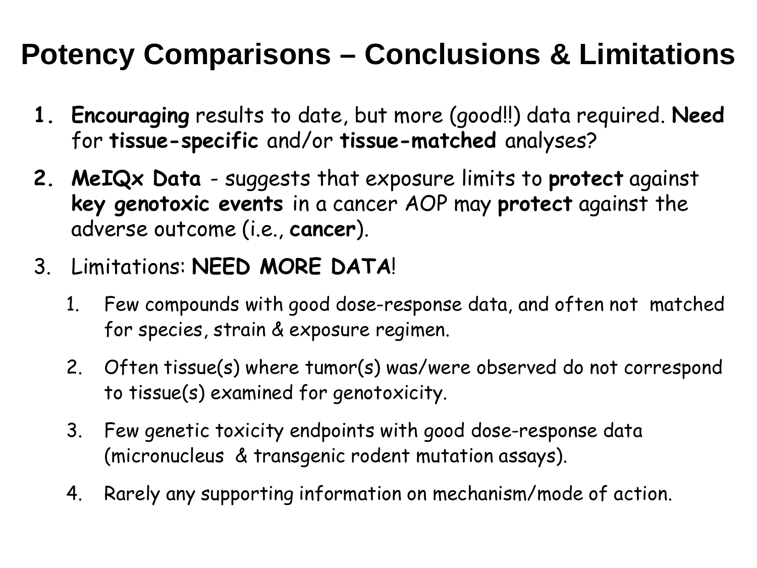# Potency Comparisons – Conclusions & Limitations

1. **Encouraging** results to date, but more (good!!) data required. **Need** for **tissue-specific** and/or **tissue-matched** analyses?
2. **MeIQx Data** - suggests that exposure limits to **protect** against **key genotoxic events** in a cancer AOP may **protect** against the adverse outcome (i.e., **cancer**).
3. Limitations: **NEED MORE DATA**!
   1. Few compounds with good dose-response data, and often not matched for species, strain & exposure regimen.
   2. Often tissue(s) where tumor(s) was/were observed do not correspond to tissue(s) examined for genotoxicity.
   3. Few genetic toxicity endpoints with good dose-response data (micronucleus & transgenic rodent mutation assays).
   4. Rarely any supporting information on mechanism/mode of action.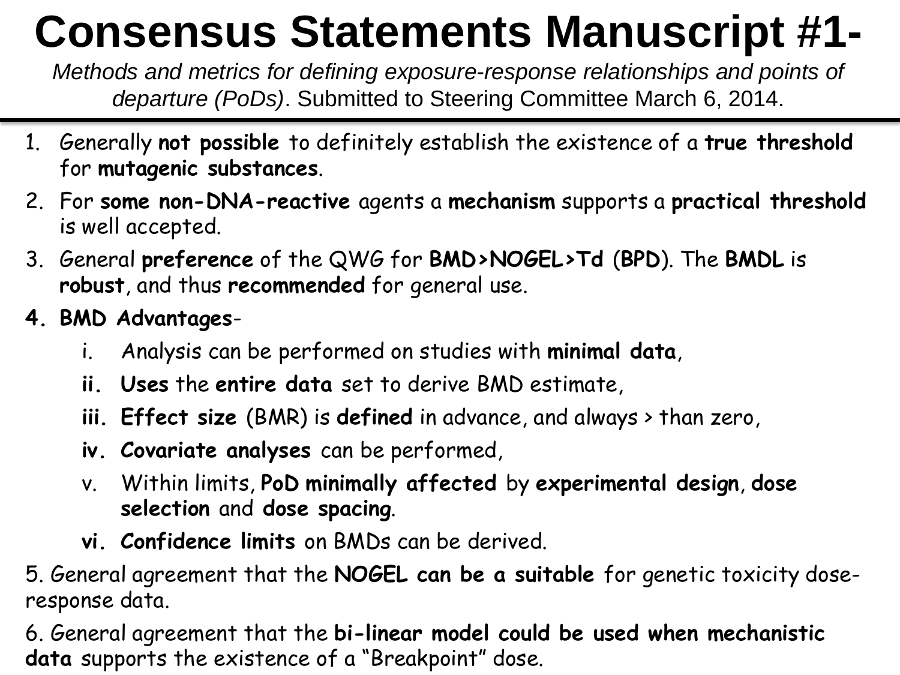# Consensus Statements Manuscript #1-

*Methods and metrics for defining exposure-response relationships and points of departure (PoDs)*. Submitted to Steering Committee March 6, 2014.

1. Generally **not possible** to definitely establish the existence of a **true threshold** for **mutagenic substances**.
2. For **some non-DNA-reactive** agents a **mechanism** supports a **practical threshold** is well accepted.
3. General **preference** of the QWG for **BMD>NOGEL>Td** (**BPD**). The **BMDL** is **robust**, and thus **recommended** for general use.
4. **BMD Advantages**-
   i. Analysis can be performed on studies with **minimal data**,
   **ii. Uses** the **entire data** set to derive BMD estimate,
   **iii. Effect size** (BMR) is **defined** in advance, and always > than zero,
   **iv. Covariate analyses** can be performed,
   v. Within limits, **PoD minimally affected** by **experimental design**, **dose selection** and **dose spacing**.
   **vi. Confidence limits** on BMDs can be derived.

5. General agreement that the **NOGEL can be a suitable** for genetic toxicity dose-response data.

6. General agreement that the **bi-linear model could be used when mechanistic data** supports the existence of a "Breakpoint" dose.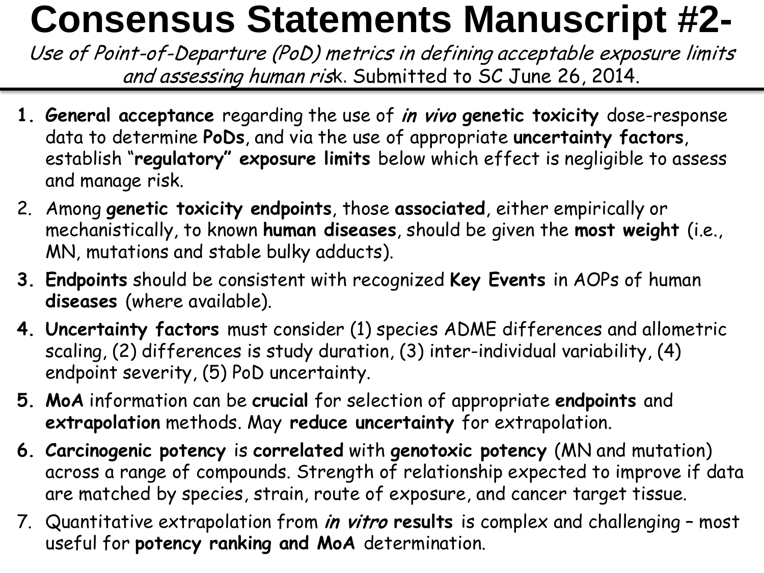# Consensus Statements Manuscript #2-

*Use of Point-of-Departure (PoD) metrics in defining acceptable exposure limits and assessing human risk*. Submitted to SC June 26, 2014.

1. **General acceptance** regarding the use of ***in vivo*** **genetic toxicity** dose-response data to determine **PoDs**, and via the use of appropriate **uncertainty factors**, establish "**regulatory" exposure limits** below which effect is negligible to assess and manage risk.
2. Among **genetic toxicity endpoints**, those **associated**, either empirically or mechanistically, to known **human diseases**, should be given the **most weight** (i.e., MN, mutations and stable bulky adducts).
3. **Endpoints** should be consistent with recognized **Key Events** in AOPs of human **diseases** (where available).
4. **Uncertainty factors** must consider (1) species ADME differences and allometric scaling, (2) differences is study duration, (3) inter-individual variability, (4) endpoint severity, (5) PoD uncertainty.
5. **MoA** information can be **crucial** for selection of appropriate **endpoints** and **extrapolation** methods. May **reduce uncertainty** for extrapolation.
6. **Carcinogenic potency** is **correlated** with **genotoxic potency** (MN and mutation) across a range of compounds. Strength of relationship expected to improve if data are matched by species, strain, route of exposure, and cancer target tissue.
7. Quantitative extrapolation from ***in vitro*** **results** is complex and challenging – most useful for **potency ranking and MoA** determination.